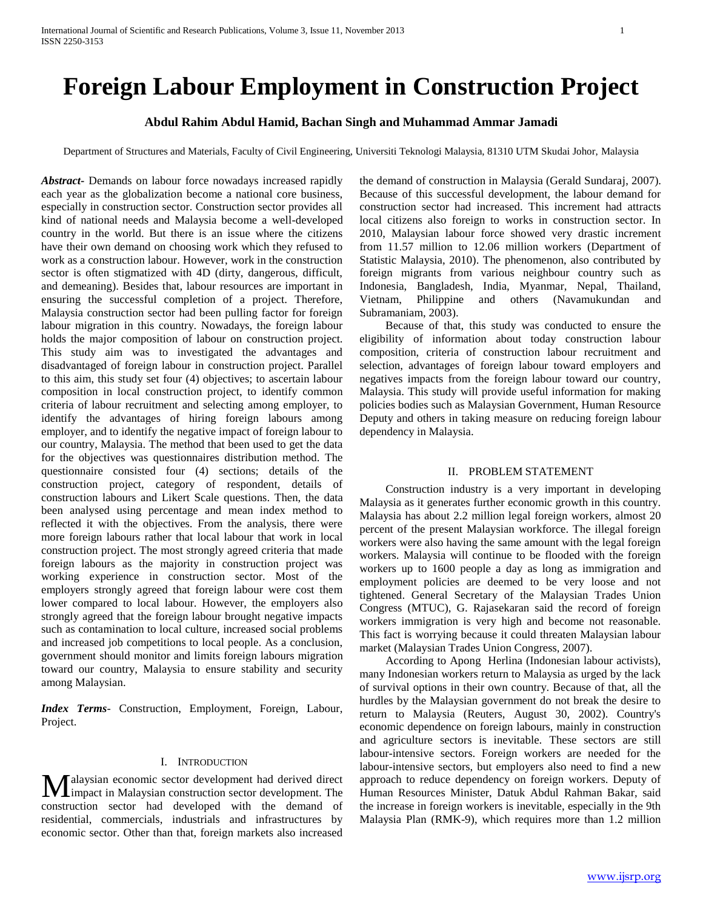# Foreign Labour Employment in Construction Project

**Abdul Rahim Abdul Hamid, Bachan Singh and Muhammad Ammar Jamadi**

Department of Structures and Materials, Faculty of Civil Engineering, Universiti Teknologi Malaysia, 81310 UTM Skudai Johor, Malaysia

***Abstract*-** Demands on labour force nowadays increased rapidly each year as the globalization become a national core business, especially in construction sector. Construction sector provides all kind of national needs and Malaysia become a well-developed country in the world. But there is an issue where the citizens have their own demand on choosing work which they refused to work as a construction labour. However, work in the construction sector is often stigmatized with 4D (dirty, dangerous, difficult, and demeaning). Besides that, labour resources are important in ensuring the successful completion of a project. Therefore, Malaysia construction sector had been pulling factor for foreign labour migration in this country. Nowadays, the foreign labour holds the major composition of labour on construction project. This study aim was to investigated the advantages and disadvantaged of foreign labour in construction project. Parallel to this aim, this study set four (4) objectives; to ascertain labour composition in local construction project, to identify common criteria of labour recruitment and selecting among employer, to identify the advantages of hiring foreign labours among employer, and to identify the negative impact of foreign labour to our country, Malaysia. The method that been used to get the data for the objectives was questionnaires distribution method. The questionnaire consisted four (4) sections; details of the construction project, category of respondent, details of construction labours and Likert Scale questions. Then, the data been analysed using percentage and mean index method to reflected it with the objectives. From the analysis, there were more foreign labours rather that local labour that work in local construction project. The most strongly agreed criteria that made foreign labours as the majority in construction project was working experience in construction sector. Most of the employers strongly agreed that foreign labour were cost them lower compared to local labour. However, the employers also strongly agreed that the foreign labour brought negative impacts such as contamination to local culture, increased social problems and increased job competitions to local people. As a conclusion, government should monitor and limits foreign labours migration toward our country, Malaysia to ensure stability and security among Malaysian.

***Index Terms*-** Construction, Employment, Foreign, Labour, Project.

## I. Introduction

Malaysian economic sector development had derived direct impact in Malaysian construction sector development. The construction sector had developed with the demand of residential, commercials, industrials and infrastructures by economic sector. Other than that, foreign markets also increased the demand of construction in Malaysia (Gerald Sundaraj, 2007). Because of this successful development, the labour demand for construction sector had increased. This increment had attracts local citizens also foreign to works in construction sector. In 2010, Malaysian labour force showed very drastic increment from 11.57 million to 12.06 million workers (Department of Statistic Malaysia, 2010). The phenomenon, also contributed by foreign migrants from various neighbour country such as Indonesia, Bangladesh, India, Myanmar, Nepal, Thailand, Vietnam, Philippine and others (Navamukundan and Subramaniam, 2003).

Because of that, this study was conducted to ensure the eligibility of information about today construction labour composition, criteria of construction labour recruitment and selection, advantages of foreign labour toward employers and negatives impacts from the foreign labour toward our country, Malaysia. This study will provide useful information for making policies bodies such as Malaysian Government, Human Resource Deputy and others in taking measure on reducing foreign labour dependency in Malaysia.

## II. Problem Statement

Construction industry is a very important in developing Malaysia as it generates further economic growth in this country. Malaysia has about 2.2 million legal foreign workers, almost 20 percent of the present Malaysian workforce. The illegal foreign workers were also having the same amount with the legal foreign workers. Malaysia will continue to be flooded with the foreign workers up to 1600 people a day as long as immigration and employment policies are deemed to be very loose and not tightened. General Secretary of the Malaysian Trades Union Congress (MTUC), G. Rajasekaran said the record of foreign workers immigration is very high and become not reasonable. This fact is worrying because it could threaten Malaysian labour market (Malaysian Trades Union Congress, 2007).

According to Apong Herlina (Indonesian labour activists), many Indonesian workers return to Malaysia as urged by the lack of survival options in their own country. Because of that, all the hurdles by the Malaysian government do not break the desire to return to Malaysia (Reuters, August 30, 2002). Country's economic dependence on foreign labours, mainly in construction and agriculture sectors is inevitable. These sectors are still labour-intensive sectors. Foreign workers are needed for the labour-intensive sectors, but employers also need to find a new approach to reduce dependency on foreign workers. Deputy of Human Resources Minister, Datuk Abdul Rahman Bakar, said the increase in foreign workers is inevitable, especially in the 9th Malaysia Plan (RMK-9), which requires more than 1.2 million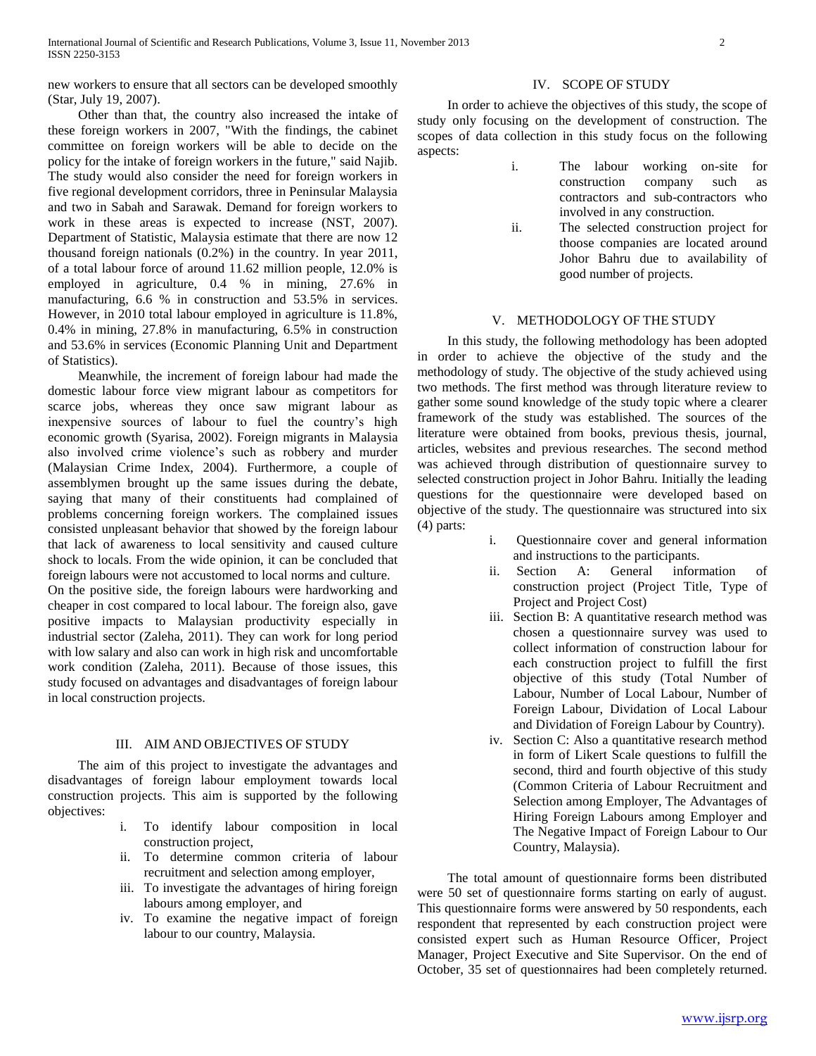new workers to ensure that all sectors can be developed smoothly (Star, July 19, 2007).

Other than that, the country also increased the intake of these foreign workers in 2007, "With the findings, the cabinet committee on foreign workers will be able to decide on the policy for the intake of foreign workers in the future," said Najib. The study would also consider the need for foreign workers in five regional development corridors, three in Peninsular Malaysia and two in Sabah and Sarawak. Demand for foreign workers to work in these areas is expected to increase (NST, 2007). Department of Statistic, Malaysia estimate that there are now 12 thousand foreign nationals (0.2%) in the country. In year 2011, of a total labour force of around 11.62 million people, 12.0% is employed in agriculture, 0.4 % in mining, 27.6% in manufacturing, 6.6 % in construction and 53.5% in services. However, in 2010 total labour employed in agriculture is 11.8%, 0.4% in mining, 27.8% in manufacturing, 6.5% in construction and 53.6% in services (Economic Planning Unit and Department of Statistics).

Meanwhile, the increment of foreign labour had made the domestic labour force view migrant labour as competitors for scarce jobs, whereas they once saw migrant labour as inexpensive sources of labour to fuel the country's high economic growth (Syarisa, 2002). Foreign migrants in Malaysia also involved crime violence's such as robbery and murder (Malaysian Crime Index, 2004). Furthermore, a couple of assemblymen brought up the same issues during the debate, saying that many of their constituents had complained of problems concerning foreign workers. The complained issues consisted unpleasant behavior that showed by the foreign labour that lack of awareness to local sensitivity and caused culture shock to locals. From the wide opinion, it can be concluded that foreign labours were not accustomed to local norms and culture.
On the positive side, the foreign labours were hardworking and cheaper in cost compared to local labour. The foreign also, gave positive impacts to Malaysian productivity especially in industrial sector (Zaleha, 2011). They can work for long period with low salary and also can work in high risk and uncomfortable work condition (Zaleha, 2011). Because of those issues, this study focused on advantages and disadvantages of foreign labour in local construction projects.

## III. AIM AND OBJECTIVES OF STUDY

The aim of this project to investigate the advantages and disadvantages of foreign labour employment towards local construction projects. This aim is supported by the following objectives:

i. To identify labour composition in local construction project,
ii. To determine common criteria of labour recruitment and selection among employer,
iii. To investigate the advantages of hiring foreign labours among employer, and
iv. To examine the negative impact of foreign labour to our country, Malaysia.

## IV. SCOPE OF STUDY

In order to achieve the objectives of this study, the scope of study only focusing on the development of construction. The scopes of data collection in this study focus on the following aspects:

i. The labour working on-site for construction company such as contractors and sub-contractors who involved in any construction.
ii. The selected construction project for thoose companies are located around Johor Bahru due to availability of good number of projects.

## V. METHODOLOGY OF THE STUDY

In this study, the following methodology has been adopted in order to achieve the objective of the study and the methodology of study. The objective of the study achieved using two methods. The first method was through literature review to gather some sound knowledge of the study topic where a clearer framework of the study was established. The sources of the literature were obtained from books, previous thesis, journal, articles, websites and previous researches. The second method was achieved through distribution of questionnaire survey to selected construction project in Johor Bahru. Initially the leading questions for the questionnaire were developed based on objective of the study. The questionnaire was structured into six (4) parts:

i. Questionnaire cover and general information and instructions to the participants.
ii. Section A: General information of construction project (Project Title, Type of Project and Project Cost)
iii. Section B: A quantitative research method was chosen a questionnaire survey was used to collect information of construction labour for each construction project to fulfill the first objective of this study (Total Number of Labour, Number of Local Labour, Number of Foreign Labour, Dividation of Local Labour and Dividation of Foreign Labour by Country).
iv. Section C: Also a quantitative research method in form of Likert Scale questions to fulfill the second, third and fourth objective of this study (Common Criteria of Labour Recruitment and Selection among Employer, The Advantages of Hiring Foreign Labours among Employer and The Negative Impact of Foreign Labour to Our Country, Malaysia).

The total amount of questionnaire forms been distributed were 50 set of questionnaire forms starting on early of august. This questionnaire forms were answered by 50 respondents, each respondent that represented by each construction project were consisted expert such as Human Resource Officer, Project Manager, Project Executive and Site Supervisor. On the end of October, 35 set of questionnaires had been completely returned.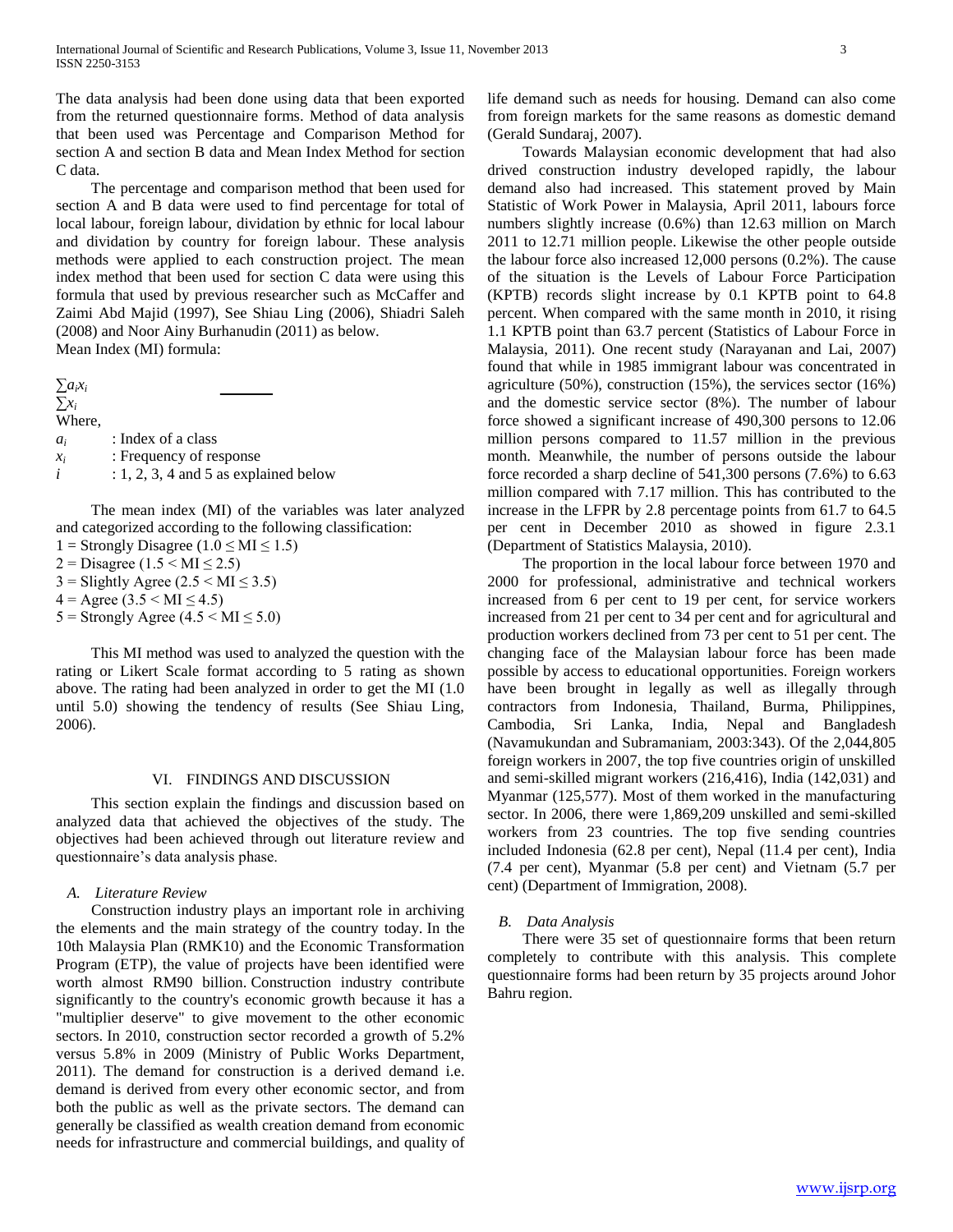The data analysis had been done using data that been exported from the returned questionnaire forms. Method of data analysis that been used was Percentage and Comparison Method for section A and section B data and Mean Index Method for section C data.

The percentage and comparison method that been used for section A and B data were used to find percentage for total of local labour, foreign labour, dividation by ethnic for local labour and dividation by country for foreign labour. These analysis methods were applied to each construction project. The mean index method that been used for section C data were using this formula that used by previous researcher such as McCaffer and Zaimi Abd Majid (1997), See Shiau Ling (2006), Shiadri Saleh (2008) and Noor Ainy Burhanudin (2011) as below.

Mean Index (MI) formula:

$$\frac{\sum a_i x_i}{\sum x_i}$$

Where,

$a_i$ : Index of a class
$x_i$ : Frequency of response
$i$ : 1, 2, 3, 4 and 5 as explained below

The mean index (MI) of the variables was later analyzed and categorized according to the following classification:

1 = Strongly Disagree ($1.0 \leq MI \leq 1.5$)
2 = Disagree ($1.5 < MI \leq 2.5$)
3 = Slightly Agree ($2.5 < MI \leq 3.5$)
4 = Agree ($3.5 < MI \leq 4.5$)
5 = Strongly Agree ($4.5 < MI \leq 5.0$)

This MI method was used to analyzed the question with the rating or Likert Scale format according to 5 rating as shown above. The rating had been analyzed in order to get the MI (1.0 until 5.0) showing the tendency of results (See Shiau Ling, 2006).

## VI. Findings and Discussion

This section explain the findings and discussion based on analyzed data that achieved the objectives of the study. The objectives had been achieved through out literature review and questionnaire's data analysis phase.

### A. Literature Review

Construction industry plays an important role in archiving the elements and the main strategy of the country today. In the 10th Malaysia Plan (RMK10) and the Economic Transformation Program (ETP), the value of projects have been identified were worth almost RM90 billion. Construction industry contribute significantly to the country's economic growth because it has a "multiplier deserve" to give movement to the other economic sectors. In 2010, construction sector recorded a growth of 5.2% versus 5.8% in 2009 (Ministry of Public Works Department, 2011). The demand for construction is a derived demand i.e. demand is derived from every other economic sector, and from both the public as well as the private sectors. The demand can generally be classified as wealth creation demand from economic needs for infrastructure and commercial buildings, and quality of life demand such as needs for housing. Demand can also come from foreign markets for the same reasons as domestic demand (Gerald Sundaraj, 2007).

Towards Malaysian economic development that had also drived construction industry developed rapidly, the labour demand also had increased. This statement proved by Main Statistic of Work Power in Malaysia, April 2011, labours force numbers slightly increase (0.6%) than 12.63 million on March 2011 to 12.71 million people. Likewise the other people outside the labour force also increased 12,000 persons (0.2%). The cause of the situation is the Levels of Labour Force Participation (KPTB) records slight increase by 0.1 KPTB point to 64.8 percent. When compared with the same month in 2010, it rising 1.1 KPTB point than 63.7 percent (Statistics of Labour Force in Malaysia, 2011). One recent study (Narayanan and Lai, 2007) found that while in 1985 immigrant labour was concentrated in agriculture (50%), construction (15%), the services sector (16%) and the domestic service sector (8%). The number of labour force showed a significant increase of 490,300 persons to 12.06 million persons compared to 11.57 million in the previous month. Meanwhile, the number of persons outside the labour force recorded a sharp decline of 541,300 persons (7.6%) to 6.63 million compared with 7.17 million. This has contributed to the increase in the LFPR by 2.8 percentage points from 61.7 to 64.5 per cent in December 2010 as showed in figure 2.3.1 (Department of Statistics Malaysia, 2010).

The proportion in the local labour force between 1970 and 2000 for professional, administrative and technical workers increased from 6 per cent to 19 per cent, for service workers increased from 21 per cent to 34 per cent and for agricultural and production workers declined from 73 per cent to 51 per cent. The changing face of the Malaysian labour force has been made possible by access to educational opportunities. Foreign workers have been brought in legally as well as illegally through contractors from Indonesia, Thailand, Burma, Philippines, Cambodia, Sri Lanka, India, Nepal and Bangladesh (Navamukundan and Subramaniam, 2003:343). Of the 2,044,805 foreign workers in 2007, the top five countries origin of unskilled and semi-skilled migrant workers (216,416), India (142,031) and Myanmar (125,577). Most of them worked in the manufacturing sector. In 2006, there were 1,869,209 unskilled and semi-skilled workers from 23 countries. The top five sending countries included Indonesia (62.8 per cent), Nepal (11.4 per cent), India (7.4 per cent), Myanmar (5.8 per cent) and Vietnam (5.7 per cent) (Department of Immigration, 2008).

### B. Data Analysis

There were 35 set of questionnaire forms that been return completely to contribute with this analysis. This complete questionnaire forms had been return by 35 projects around Johor Bahru region.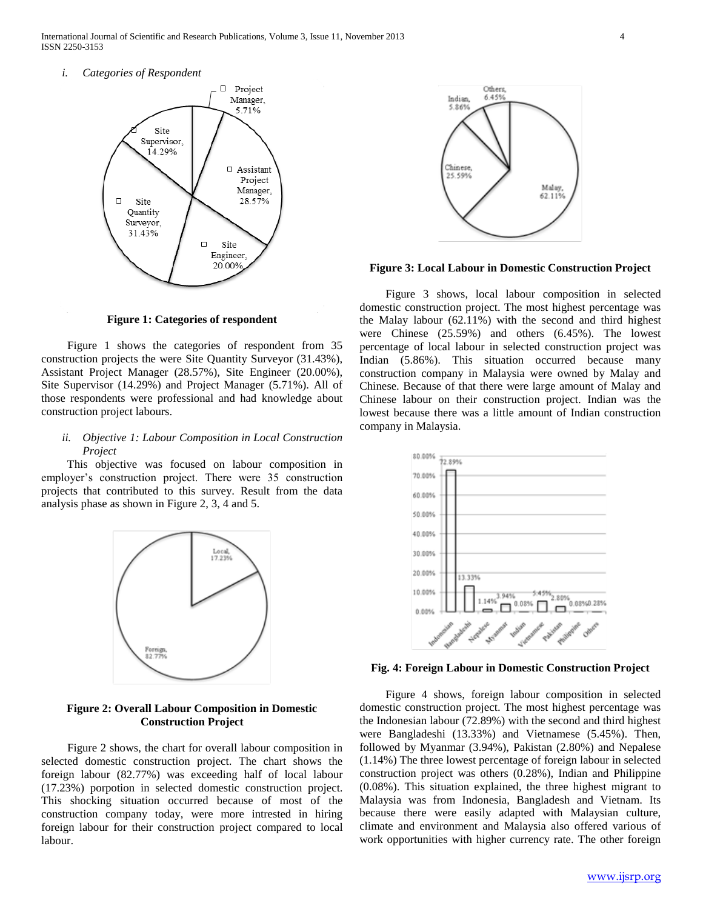*i. Categories of Respondent*

**Figure 1: Categories of respondent**

Figure 1 shows the categories of respondent from 35 construction projects the were Site Quantity Surveyor (31.43%), Assistant Project Manager (28.57%), Site Engineer (20.00%), Site Supervisor (14.29%) and Project Manager (5.71%). All of those respondents were professional and had knowledge about construction project labours.

*ii. Objective 1: Labour Composition in Local Construction Project*

This objective was focused on labour composition in employer's construction project. There were 35 construction projects that contributed to this survey. Result from the data analysis phase as shown in Figure 2, 3, 4 and 5.

**Figure 2: Overall Labour Composition in Domestic Construction Project**

Figure 2 shows, the chart for overall labour composition in selected domestic construction project. The chart shows the foreign labour (82.77%) was exceeding half of local labour (17.23%) porpotion in selected domestic construction project. This shocking situation occurred because of most of the construction company today, were more intrested in hiring foreign labour for their construction project compared to local labour.

**Figure 3: Local Labour in Domestic Construction Project**

Figure 3 shows, local labour composition in selected domestic construction project. The most highest percentage was the Malay labour (62.11%) with the second and third highest were Chinese (25.59%) and others (6.45%). The lowest percentage of local labour in selected construction project was Indian (5.86%). This situation occurred because many construction company in Malaysia were owned by Malay and Chinese. Because of that there were large amount of Malay and Chinese labour on their construction project. Indian was the lowest because there was a little amount of Indian construction company in Malaysia.

**Fig. 4: Foreign Labour in Domestic Construction Project**

Figure 4 shows, foreign labour composition in selected domestic construction project. The most highest percentage was the Indonesian labour (72.89%) with the second and third highest were Bangladeshi (13.33%) and Vietnamese (5.45%). Then, followed by Myanmar (3.94%), Pakistan (2.80%) and Nepalese (1.14%) The three lowest percentage of foreign labour in selected construction project was others (0.28%), Indian and Philippine (0.08%). This situation explained, the three highest migrant to Malaysia was from Indonesia, Bangladesh and Vietnam. Its because there were easily adapted with Malaysian culture, climate and environment and Malaysia also offered various of work opportunities with higher currency rate. The other foreign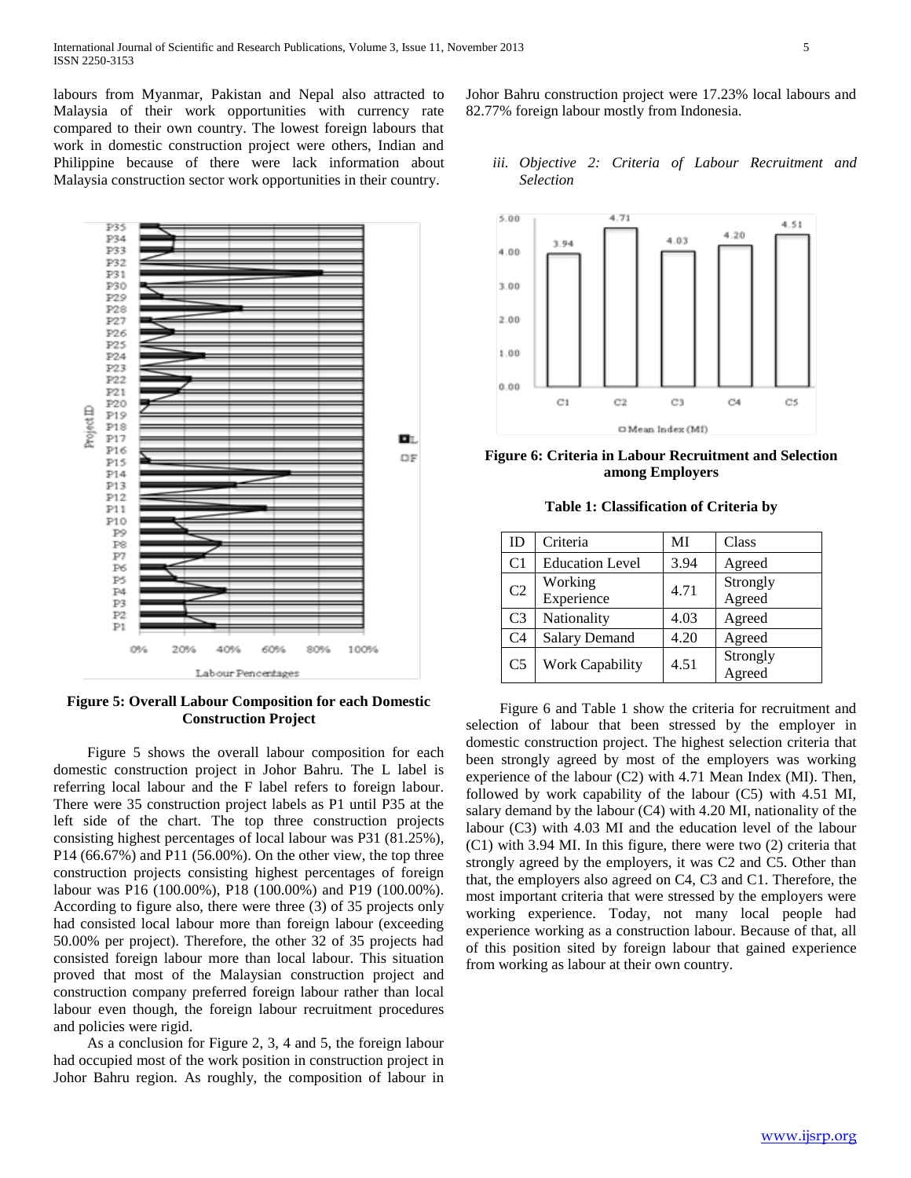labours from Myanmar, Pakistan and Nepal also attracted to Malaysia of their work opportunities with currency rate compared to their own country. The lowest foreign labours that work in domestic construction project were others, Indian and Philippine because of there were lack information about Malaysia construction sector work opportunities in their country.

**Figure 5: Overall Labour Composition for each Domestic Construction Project**

Figure 5 shows the overall labour composition for each domestic construction project in Johor Bahru. The L label is referring local labour and the F label refers to foreign labour. There were 35 construction project labels as P1 until P35 at the left side of the chart. The top three construction projects consisting highest percentages of local labour was P31 (81.25%), P14 (66.67%) and P11 (56.00%). On the other view, the top three construction projects consisting highest percentages of foreign labour was P16 (100.00%), P18 (100.00%) and P19 (100.00%). According to figure also, there were three (3) of 35 projects only had consisted local labour more than foreign labour (exceeding 50.00% per project). Therefore, the other 32 of 35 projects had consisted foreign labour more than local labour. This situation proved that most of the Malaysian construction project and construction company preferred foreign labour rather than local labour even though, the foreign labour recruitment procedures and policies were rigid.

As a conclusion for Figure 2, 3, 4 and 5, the foreign labour had occupied most of the work position in construction project in Johor Bahru region. As roughly, the composition of labour in Johor Bahru construction project were 17.23% local labours and 82.77% foreign labour mostly from Indonesia.

*iii. Objective 2: Criteria of Labour Recruitment and Selection*

**Figure 6: Criteria in Labour Recruitment and Selection among Employers**

**Table 1: Classification of Criteria by**

| ID | Criteria | MI | Class |
|---|---|---|---|
| C1 | Education Level | 3.94 | Agreed |
| C2 | Working Experience | 4.71 | Strongly Agreed |
| C3 | Nationality | 4.03 | Agreed |
| C4 | Salary Demand | 4.20 | Agreed |
| C5 | Work Capability | 4.51 | Strongly Agreed |

Figure 6 and Table 1 show the criteria for recruitment and selection of labour that been stressed by the employer in domestic construction project. The highest selection criteria that been strongly agreed by most of the employers was working experience of the labour (C2) with 4.71 Mean Index (MI). Then, followed by work capability of the labour (C5) with 4.51 MI, salary demand by the labour (C4) with 4.20 MI, nationality of the labour (C3) with 4.03 MI and the education level of the labour (C1) with 3.94 MI. In this figure, there were two (2) criteria that strongly agreed by the employers, it was C2 and C5. Other than that, the employers also agreed on C4, C3 and C1. Therefore, the most important criteria that were stressed by the employers were working experience. Today, not many local people had experience working as a construction labour. Because of that, all of this position sited by foreign labour that gained experience from working as labour at their own country.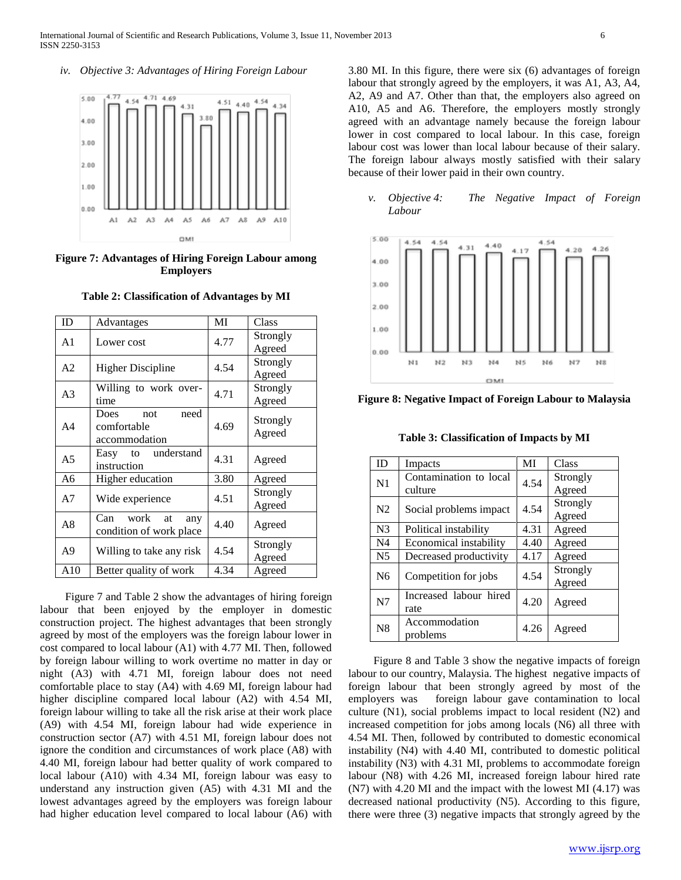*iv. Objective 3: Advantages of Hiring Foreign Labour*

**Figure 7: Advantages of Hiring Foreign Labour among Employers**

**Table 2: Classification of Advantages by MI**

| ID | Advantages | MI | Class |
|---|---|---|---|
| A1 | Lower cost | 4.77 | Strongly Agreed |
| A2 | Higher Discipline | 4.54 | Strongly Agreed |
| A3 | Willing to work over-time | 4.71 | Strongly Agreed |
| A4 | Does not need comfortable accommodation | 4.69 | Strongly Agreed |
| A5 | Easy to understand instruction | 4.31 | Agreed |
| A6 | Higher education | 3.80 | Agreed |
| A7 | Wide experience | 4.51 | Strongly Agreed |
| A8 | Can work at any condition of work place | 4.40 | Agreed |
| A9 | Willing to take any risk | 4.54 | Strongly Agreed |
| A10 | Better quality of work | 4.34 | Agreed |

Figure 7 and Table 2 show the advantages of hiring foreign labour that been enjoyed by the employer in domestic construction project. The highest advantages that been strongly agreed by most of the employers was the foreign labour lower in cost compared to local labour (A1) with 4.77 MI. Then, followed by foreign labour willing to work overtime no matter in day or night (A3) with 4.71 MI, foreign labour does not need comfortable place to stay (A4) with 4.69 MI, foreign labour had higher discipline compared local labour (A2) with 4.54 MI, foreign labour willing to take all the risk arise at their work place (A9) with 4.54 MI, foreign labour had wide experience in construction sector (A7) with 4.51 MI, foreign labour does not ignore the condition and circumstances of work place (A8) with 4.40 MI, foreign labour had better quality of work compared to local labour (A10) with 4.34 MI, foreign labour was easy to understand any instruction given (A5) with 4.31 MI and the lowest advantages agreed by the employers was foreign labour had higher education level compared to local labour (A6) with 3.80 MI. In this figure, there were six (6) advantages of foreign labour that strongly agreed by the employers, it was A1, A3, A4, A2, A9 and A7. Other than that, the employers also agreed on A10, A5 and A6. Therefore, the employers mostly strongly agreed with an advantage namely because the foreign labour lower in cost compared to local labour. In this case, foreign labour cost was lower than local labour because of their salary. The foreign labour always mostly satisfied with their salary because of their lower paid in their own country.

*v. Objective 4: The Negative Impact of Foreign Labour*

**Figure 8: Negative Impact of Foreign Labour to Malaysia**

**Table 3: Classification of Impacts by MI**

| ID | Impacts | MI | Class |
|---|---|---|---|
| N1 | Contamination to local culture | 4.54 | Strongly Agreed |
| N2 | Social problems impact | 4.54 | Strongly Agreed |
| N3 | Political instability | 4.31 | Agreed |
| N4 | Economical instability | 4.40 | Agreed |
| N5 | Decreased productivity | 4.17 | Agreed |
| N6 | Competition for jobs | 4.54 | Strongly Agreed |
| N7 | Increased labour hired rate | 4.20 | Agreed |
| N8 | Accommodation problems | 4.26 | Agreed |

Figure 8 and Table 3 show the negative impacts of foreign labour to our country, Malaysia. The highest negative impacts of foreign labour that been strongly agreed by most of the employers was foreign labour gave contamination to local culture (N1), social problems impact to local resident (N2) and increased competition for jobs among locals (N6) all three with 4.54 MI. Then, followed by contributed to domestic economical instability (N4) with 4.40 MI, contributed to domestic political instability (N3) with 4.31 MI, problems to accommodate foreign labour (N8) with 4.26 MI, increased foreign labour hired rate (N7) with 4.20 MI and the impact with the lowest MI (4.17) was decreased national productivity (N5). According to this figure, there were three (3) negative impacts that strongly agreed by the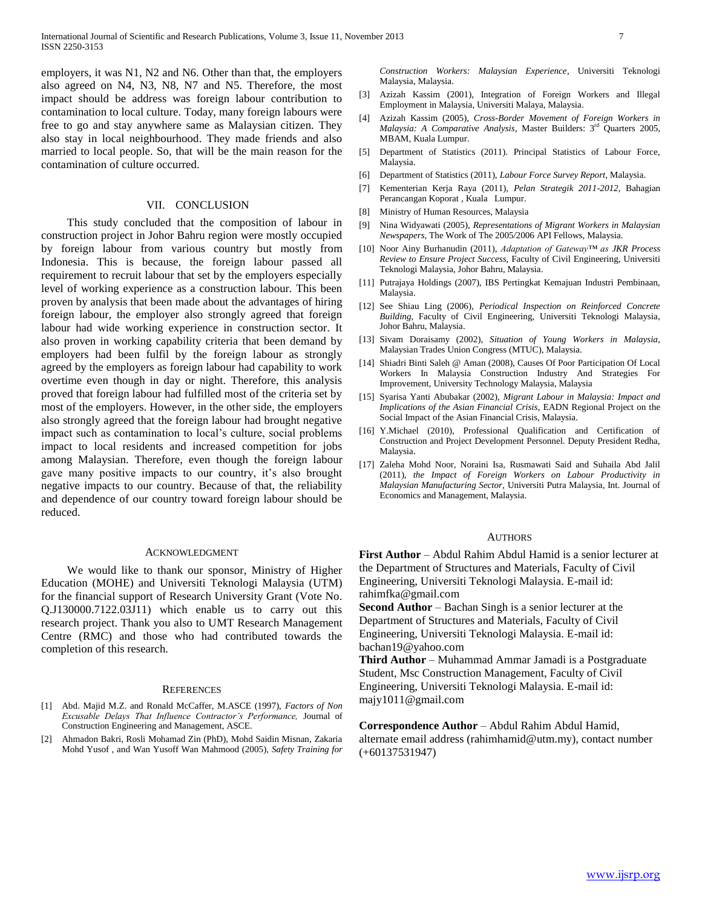employers, it was N1, N2 and N6. Other than that, the employers also agreed on N4, N3, N8, N7 and N5. Therefore, the most impact should be address was foreign labour contribution to contamination to local culture. Today, many foreign labours were free to go and stay anywhere same as Malaysian citizen. They also stay in local neighbourhood. They made friends and also married to local people. So, that will be the main reason for the contamination of culture occurred.

## VII. Conclusion

This study concluded that the composition of labour in construction project in Johor Bahru region were mostly occupied by foreign labour from various country but mostly from Indonesia. This is because, the foreign labour passed all requirement to recruit labour that set by the employers especially level of working experience as a construction labour. This been proven by analysis that been made about the advantages of hiring foreign labour, the employer also strongly agreed that foreign labour had wide working experience in construction sector. It also proven in working capability criteria that been demand by employers had been fulfil by the foreign labour as strongly agreed by the employers as foreign labour had capability to work overtime even though in day or night. Therefore, this analysis proved that foreign labour had fulfilled most of the criteria set by most of the employers. However, in the other side, the employers also strongly agreed that the foreign labour had brought negative impact such as contamination to local's culture, social problems impact to local residents and increased competition for jobs among Malaysian. Therefore, even though the foreign labour gave many positive impacts to our country, it's also brought negative impacts to our country. Because of that, the reliability and dependence of our country toward foreign labour should be reduced.

## Acknowledgment

We would like to thank our sponsor, Ministry of Higher Education (MOHE) and Universiti Teknologi Malaysia (UTM) for the financial support of Research University Grant (Vote No. Q.J130000.7122.03J11) which enable us to carry out this research project. Thank you also to UMT Research Management Centre (RMC) and those who had contributed towards the completion of this research.

## References

[1] Abd. Majid M.Z. and Ronald McCaffer, M.ASCE (1997), *Factors of Non Excusable Delays That Influence Contractor's Performance,* Journal of Construction Engineering and Management, ASCE.

[2] Ahmadon Bakri, Rosli Mohamad Zin (PhD), Mohd Saidin Misnan, Zakaria Mohd Yusof , and Wan Yusoff Wan Mahmood (2005), *Safety Training for Construction Workers: Malaysian Experience*, Universiti Teknologi Malaysia, Malaysia.

[3] Azizah Kassim (2001), Integration of Foreign Workers and Illegal Employment in Malaysia, Universiti Malaya, Malaysia.

[4] Azizah Kassim (2005), *Cross-Border Movement of Foreign Workers in Malaysia: A Comparative Analysis*, Master Builders: 3rd Quarters 2005, MBAM, Kuala Lumpur.

[5] Department of Statistics (2011). Principal Statistics of Labour Force, Malaysia.

[6] Department of Statistics (2011), *Labour Force Survey Report*, Malaysia.

[7] Kementerian Kerja Raya (2011), *Pelan Strategik 2011-2012,* Bahagian Perancangan Koporat , Kuala Lumpur.

[8] Ministry of Human Resources, Malaysia

[9] Nina Widyawati (2005), *Representations of Migrant Workers in Malaysian Newspapers*, The Work of The 2005/2006 API Fellows, Malaysia.

[10] Noor Ainy Burhanudin (2011), *Adaptation of Gateway™ as JKR Process Review to Ensure Project Success*, Faculty of Civil Engineering, Universiti Teknologi Malaysia, Johor Bahru, Malaysia.

[11] Putrajaya Holdings (2007), IBS Pertingkat Kemajuan Industri Pembinaan, Malaysia.

[12] See Shiau Ling (2006), *Periodical Inspection on Reinforced Concrete Building*, Faculty of Civil Engineering, Universiti Teknologi Malaysia, Johor Bahru, Malaysia.

[13] Sivam Doraisamy (2002), *Situation of Young Workers in Malaysia*, Malaysian Trades Union Congress (MTUC), Malaysia.

[14] Shiadri Binti Saleh @ Aman (2008), Causes Of Poor Participation Of Local Workers In Malaysia Construction Industry And Strategies For Improvement, University Technology Malaysia, Malaysia

[15] Syarisa Yanti Abubakar (2002), *Migrant Labour in Malaysia: Impact and Implications of the Asian Financial Crisis*, EADN Regional Project on the Social Impact of the Asian Financial Crisis, Malaysia.

[16] Y.Michael (2010), Professional Qualification and Certification of Construction and Project Development Personnel. Deputy President Redha, Malaysia.

[17] Zaleha Mohd Noor, Noraini Isa, Rusmawati Said and Suhaila Abd Jalil (2011), *the Impact of Foreign Workers on Labour Productivity in Malaysian Manufacturing Sector*, Universiti Putra Malaysia, Int. Journal of Economics and Management, Malaysia.

## Authors

**First Author** – Abdul Rahim Abdul Hamid is a senior lecturer at the Department of Structures and Materials, Faculty of Civil Engineering, Universiti Teknologi Malaysia. E-mail id: rahimfka@gmail.com

**Second Author** – Bachan Singh is a senior lecturer at the Department of Structures and Materials, Faculty of Civil Engineering, Universiti Teknologi Malaysia. E-mail id: bachan19@yahoo.com

**Third Author** – Muhammad Ammar Jamadi is a Postgraduate Student, Msc Construction Management, Faculty of Civil Engineering, Universiti Teknologi Malaysia. E-mail id: majy1011@gmail.com

**Correspondence Author** – Abdul Rahim Abdul Hamid, alternate email address (rahimhamid@utm.my), contact number (+60137531947)